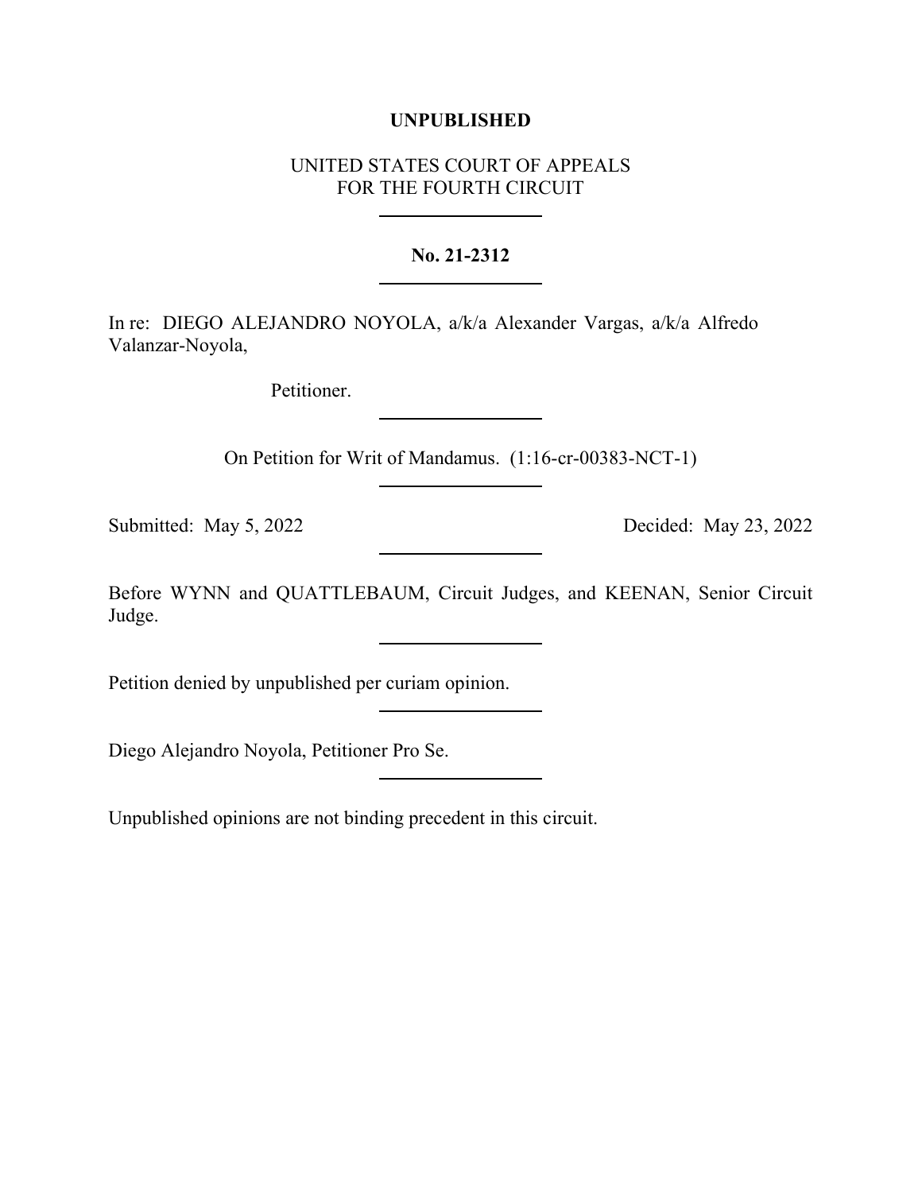**UNPUBLISHED**

UNITED STATES COURT OF APPEALS
FOR THE FOURTH CIRCUIT

---

**No. 21-2312**

---

In re: DIEGO ALEJANDRO NOYOLA, a/k/a Alexander Vargas, a/k/a Alfredo Valanzar-Noyola,

Petitioner.

---

On Petition for Writ of Mandamus. (1:16-cr-00383-NCT-1)

---

Submitted: May 5, 2022 Decided: May 23, 2022

---

Before WYNN and QUATTLEBAUM, Circuit Judges, and KEENAN, Senior Circuit Judge.

---

Petition denied by unpublished per curiam opinion.

---

Diego Alejandro Noyola, Petitioner Pro Se.

---

Unpublished opinions are not binding precedent in this circuit.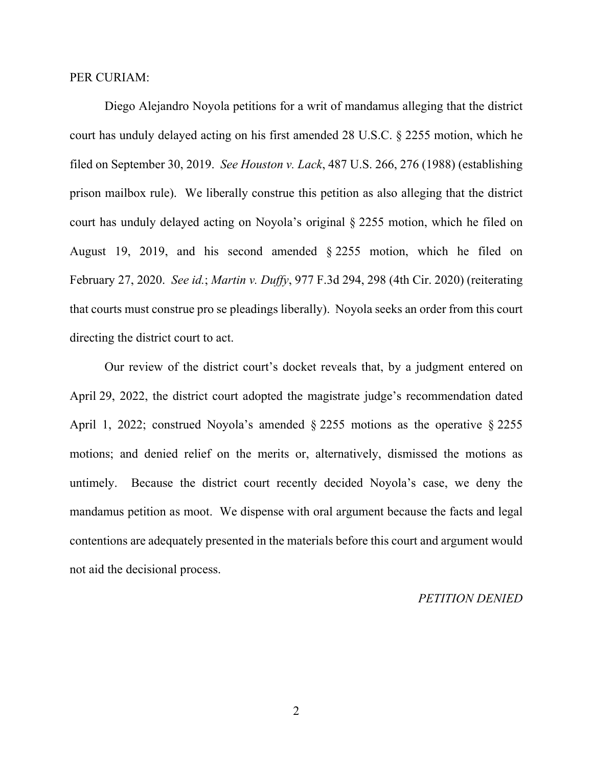PER CURIAM:

Diego Alejandro Noyola petitions for a writ of mandamus alleging that the district court has unduly delayed acting on his first amended 28 U.S.C. § 2255 motion, which he filed on September 30, 2019. *See Houston v. Lack*, 487 U.S. 266, 276 (1988) (establishing prison mailbox rule). We liberally construe this petition as also alleging that the district court has unduly delayed acting on Noyola's original § 2255 motion, which he filed on August 19, 2019, and his second amended § 2255 motion, which he filed on February 27, 2020. *See id.*; *Martin v. Duffy*, 977 F.3d 294, 298 (4th Cir. 2020) (reiterating that courts must construe pro se pleadings liberally). Noyola seeks an order from this court directing the district court to act.

Our review of the district court's docket reveals that, by a judgment entered on April 29, 2022, the district court adopted the magistrate judge's recommendation dated April 1, 2022; construed Noyola's amended § 2255 motions as the operative § 2255 motions; and denied relief on the merits or, alternatively, dismissed the motions as untimely. Because the district court recently decided Noyola's case, we deny the mandamus petition as moot. We dispense with oral argument because the facts and legal contentions are adequately presented in the materials before this court and argument would not aid the decisional process.

*PETITION DENIED*